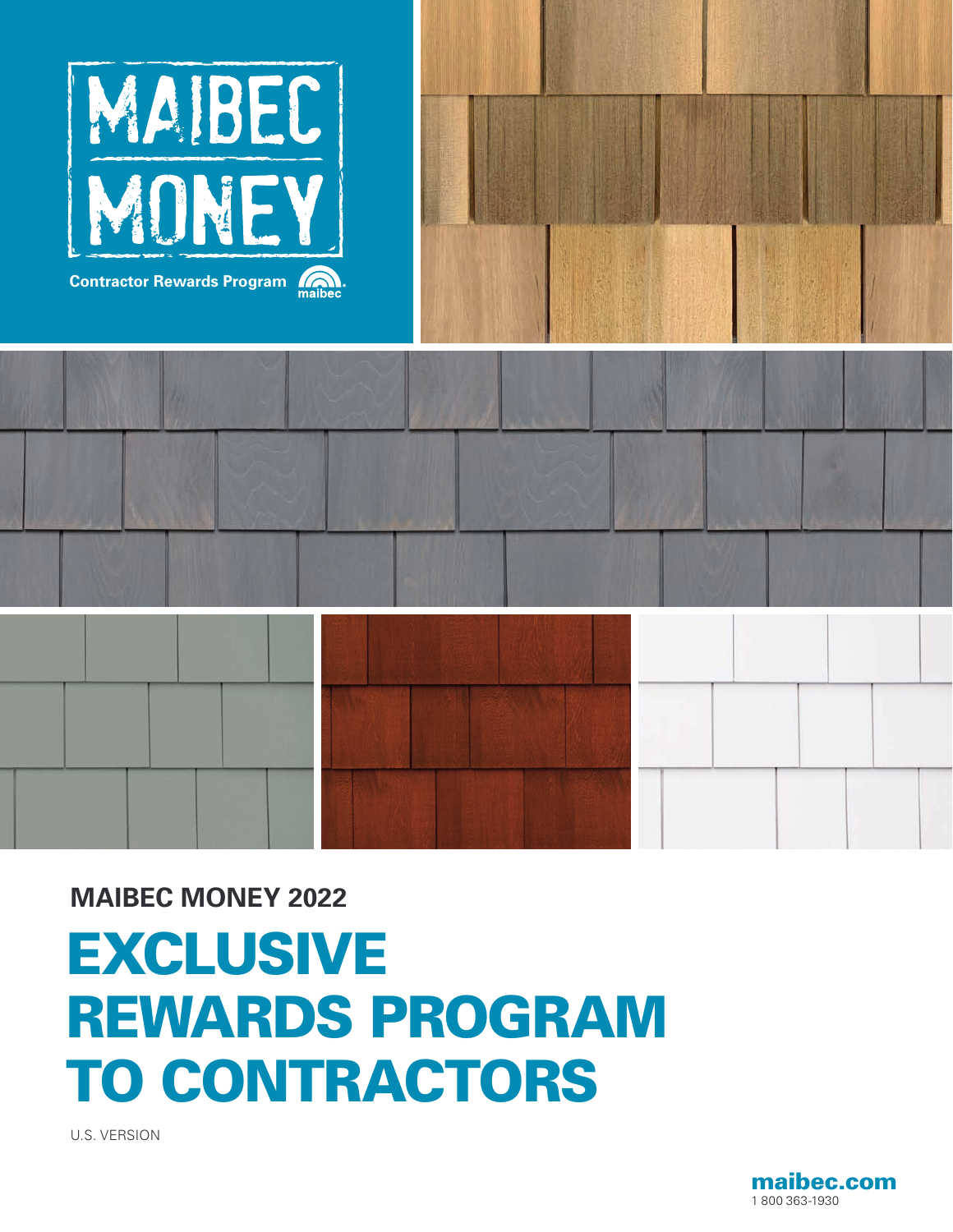# MAIBEC MONEY

Contractor Rewards Program

maibec

**MAIBEC MONEY 2022**

# EXCLUSIVE REWARDS PROGRAM TO CONTRACTORS

U.S. VERSION

**maibec.com**
1 800 363-1930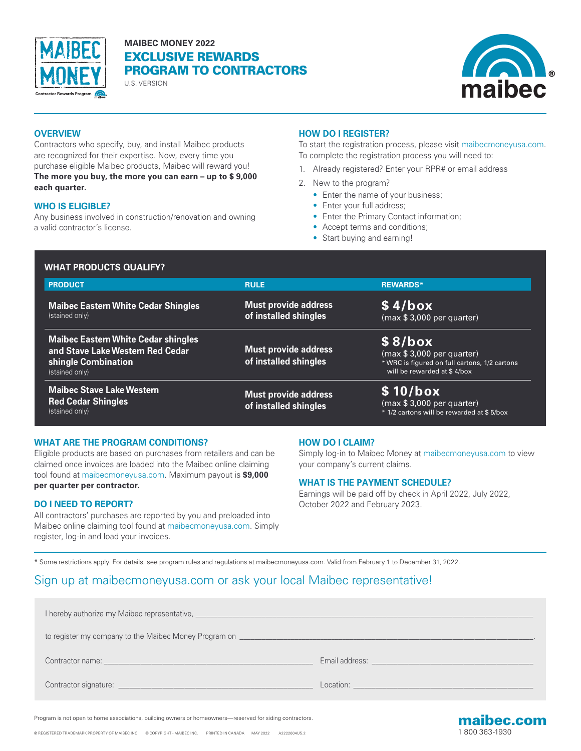MAIBEC MONEY 2022

# EXCLUSIVE REWARDS PROGRAM TO CONTRACTORS

U.S. VERSION

## OVERVIEW

Contractors who specify, buy, and install Maibec products are recognized for their expertise. Now, every time you purchase eligible Maibec products, Maibec will reward you! **The more you buy, the more you can earn – up to $ 9,000 each quarter.**

## WHO IS ELIGIBLE?

Any business involved in construction/renovation and owning a valid contractor's license.

## HOW DO I REGISTER?

To start the registration process, please visit maibecmoneyusa.com. To complete the registration process you will need to:

1. Already registered? Enter your RPR# or email address
2. New to the program?
   - Enter the name of your business;
   - Enter your full address;
   - Enter the Primary Contact information;
   - Accept terms and conditions;
   - Start buying and earning!

## WHAT PRODUCTS QUALIFY?

| PRODUCT | RULE | REWARDS* |
|---|---|---|
| **Maibec Eastern White Cedar Shingles** (stained only) | **Must provide address of installed shingles** | **$ 4/box** (max $ 3,000 per quarter) |
| **Maibec Eastern White Cedar shingles and Stave Lake Western Red Cedar shingle Combination** (stained only) | **Must provide address of installed shingles** | **$ 8/box** (max $ 3,000 per quarter) * WRC is figured on full cartons, 1/2 cartons will be rewarded at $ 4/box |
| **Maibec Stave Lake Western Red Cedar Shingles** (stained only) | **Must provide address of installed shingles** | **$ 10/box** (max $ 3,000 per quarter) * 1/2 cartons will be rewarded at $ 5/box |

## WHAT ARE THE PROGRAM CONDITIONS?

Eligible products are based on purchases from retailers and can be claimed once invoices are loaded into the Maibec online claiming tool found at maibecmoneyusa.com. Maximum payout is **$9,000 per quarter per contractor.**

## DO I NEED TO REPORT?

All contractors' purchases are reported by you and preloaded into Maibec online claiming tool found at maibecmoneyusa.com. Simply register, log-in and load your invoices.

## HOW DO I CLAIM?

Simply log-in to Maibec Money at maibecmoneyusa.com to view your company's current claims.

## WHAT IS THE PAYMENT SCHEDULE?

Earnings will be paid off by check in April 2022, July 2022, October 2022 and February 2023.

\* Some restrictions apply. For details, see program rules and regulations at maibecmoneyusa.com. Valid from February 1 to December 31, 2022.

## Sign up at maibecmoneyusa.com or ask your local Maibec representative!

I hereby authorize my Maibec representative, ______________________________

to register my company to the Maibec Money Program on ______________________________.

Contractor name: ______________________________ Email address: ______________________________

Contractor signature: ______________________________ Location: ______________________________

Program is not open to home associations, building owners or homeowners—reserved for siding contractors.

® REGISTERED TRADEMARK PROPERTY OF MAIBEC INC. © COPYRIGHT - MAIBEC INC. PRINTED IN CANADA MAY 2022 A2222604US.2

maibec.com
1 800 363-1930